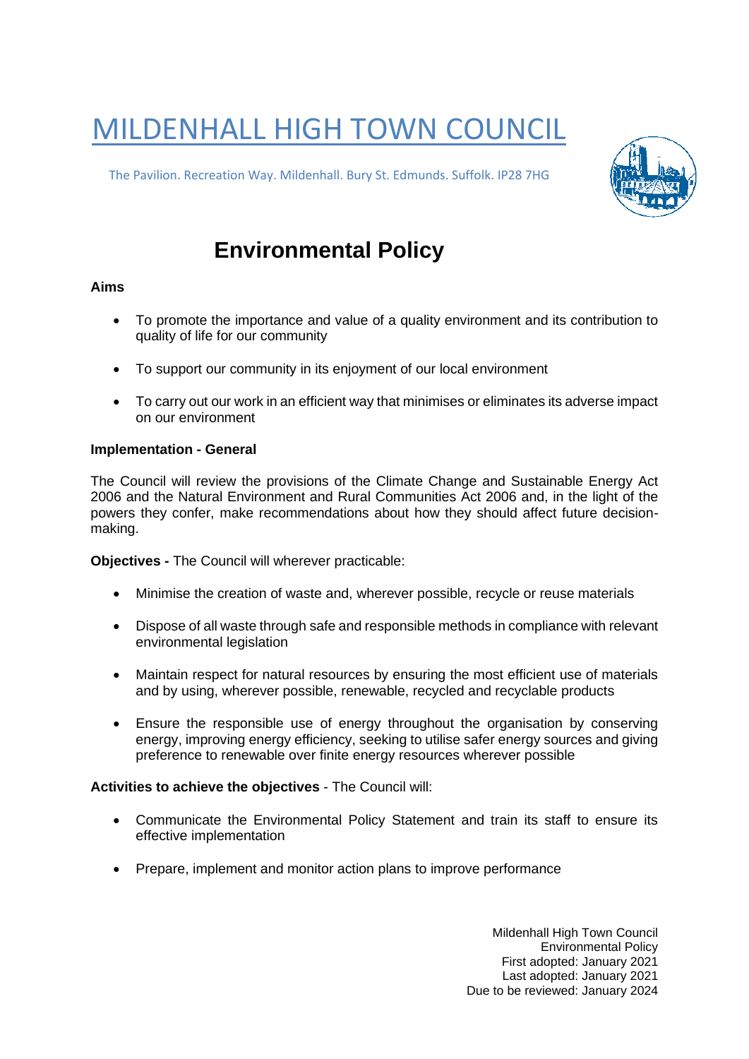# MILDENHALL HIGH TOWN COUNCIL

The Pavilion. Recreation Way. Mildenhall. Bury St. Edmunds. Suffolk. IP28 7HG

## Environmental Policy

**Aims**

- To promote the importance and value of a quality environment and its contribution to quality of life for our community
- To support our community in its enjoyment of our local environment
- To carry out our work in an efficient way that minimises or eliminates its adverse impact on our environment

**Implementation - General**

The Council will review the provisions of the Climate Change and Sustainable Energy Act 2006 and the Natural Environment and Rural Communities Act 2006 and, in the light of the powers they confer, make recommendations about how they should affect future decision-making.

**Objectives -** The Council will wherever practicable:

- Minimise the creation of waste and, wherever possible, recycle or reuse materials
- Dispose of all waste through safe and responsible methods in compliance with relevant environmental legislation
- Maintain respect for natural resources by ensuring the most efficient use of materials and by using, wherever possible, renewable, recycled and recyclable products
- Ensure the responsible use of energy throughout the organisation by conserving energy, improving energy efficiency, seeking to utilise safer energy sources and giving preference to renewable over finite energy resources wherever possible

**Activities to achieve the objectives** - The Council will:

- Communicate the Environmental Policy Statement and train its staff to ensure its effective implementation
- Prepare, implement and monitor action plans to improve performance

Mildenhall High Town Council
Environmental Policy
First adopted: January 2021
Last adopted: January 2021
Due to be reviewed: January 2024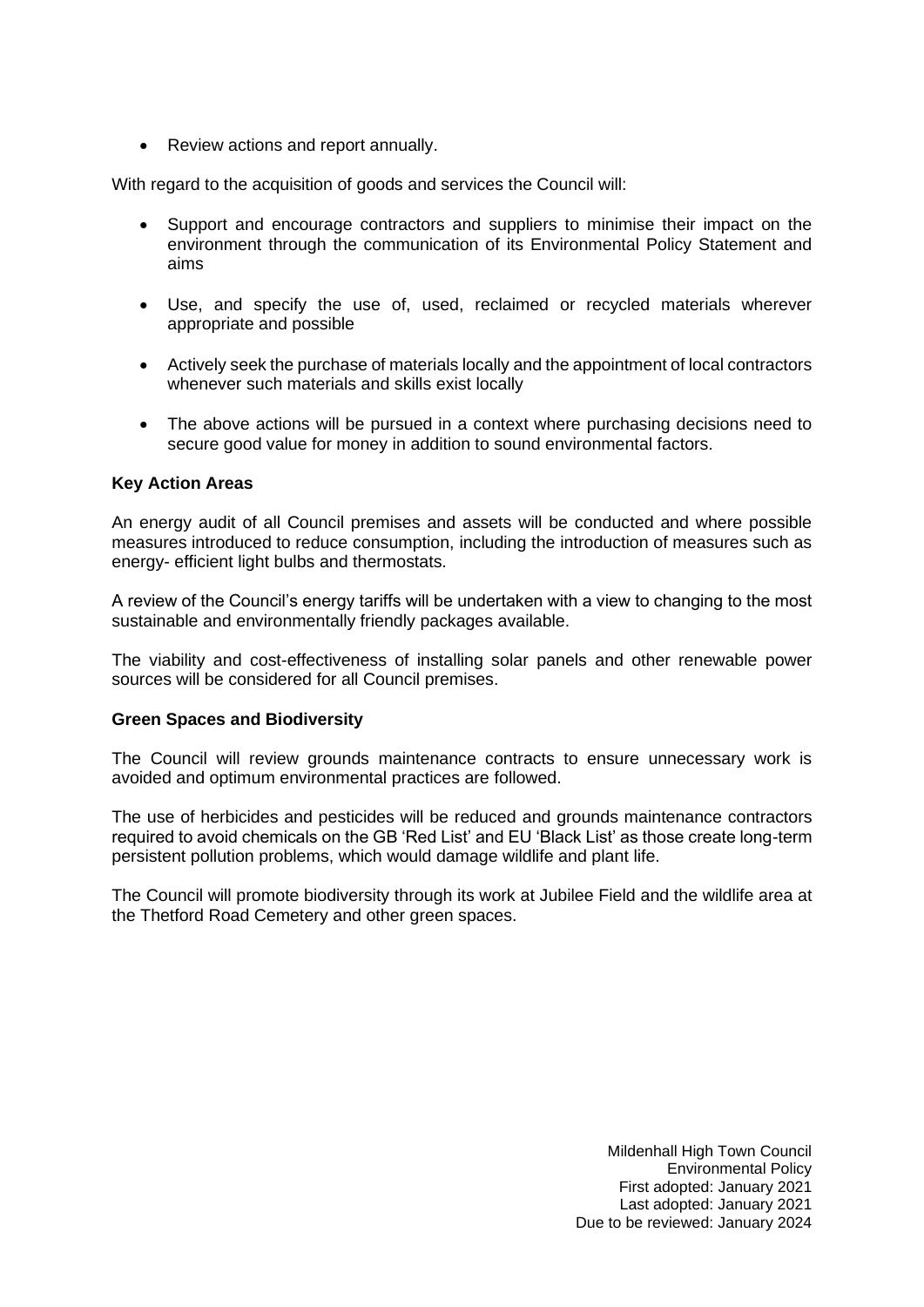- Review actions and report annually.

With regard to the acquisition of goods and services the Council will:

- Support and encourage contractors and suppliers to minimise their impact on the environment through the communication of its Environmental Policy Statement and aims

- Use, and specify the use of, used, reclaimed or recycled materials wherever appropriate and possible

- Actively seek the purchase of materials locally and the appointment of local contractors whenever such materials and skills exist locally

- The above actions will be pursued in a context where purchasing decisions need to secure good value for money in addition to sound environmental factors.

**Key Action Areas**

An energy audit of all Council premises and assets will be conducted and where possible measures introduced to reduce consumption, including the introduction of measures such as energy- efficient light bulbs and thermostats.

A review of the Council's energy tariffs will be undertaken with a view to changing to the most sustainable and environmentally friendly packages available.

The viability and cost-effectiveness of installing solar panels and other renewable power sources will be considered for all Council premises.

**Green Spaces and Biodiversity**

The Council will review grounds maintenance contracts to ensure unnecessary work is avoided and optimum environmental practices are followed.

The use of herbicides and pesticides will be reduced and grounds maintenance contractors required to avoid chemicals on the GB 'Red List' and EU 'Black List' as those create long-term persistent pollution problems, which would damage wildlife and plant life.

The Council will promote biodiversity through its work at Jubilee Field and the wildlife area at the Thetford Road Cemetery and other green spaces.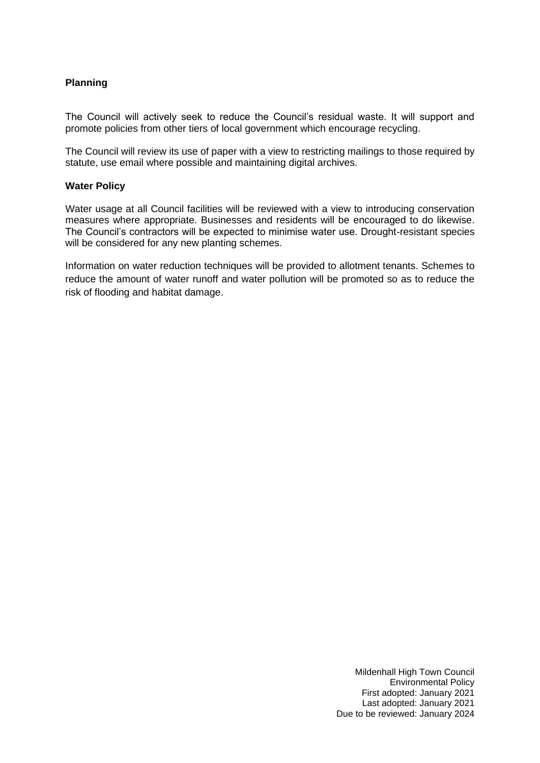**Planning**

The Council will actively seek to reduce the Council's residual waste. It will support and promote policies from other tiers of local government which encourage recycling.

The Council will review its use of paper with a view to restricting mailings to those required by statute, use email where possible and maintaining digital archives.

**Water Policy**

Water usage at all Council facilities will be reviewed with a view to introducing conservation measures where appropriate. Businesses and residents will be encouraged to do likewise. The Council's contractors will be expected to minimise water use. Drought-resistant species will be considered for any new planting schemes.

Information on water reduction techniques will be provided to allotment tenants. Schemes to reduce the amount of water runoff and water pollution will be promoted so as to reduce the risk of flooding and habitat damage.

Mildenhall High Town Council
Environmental Policy
First adopted: January 2021
Last adopted: January 2021
Due to be reviewed: January 2024